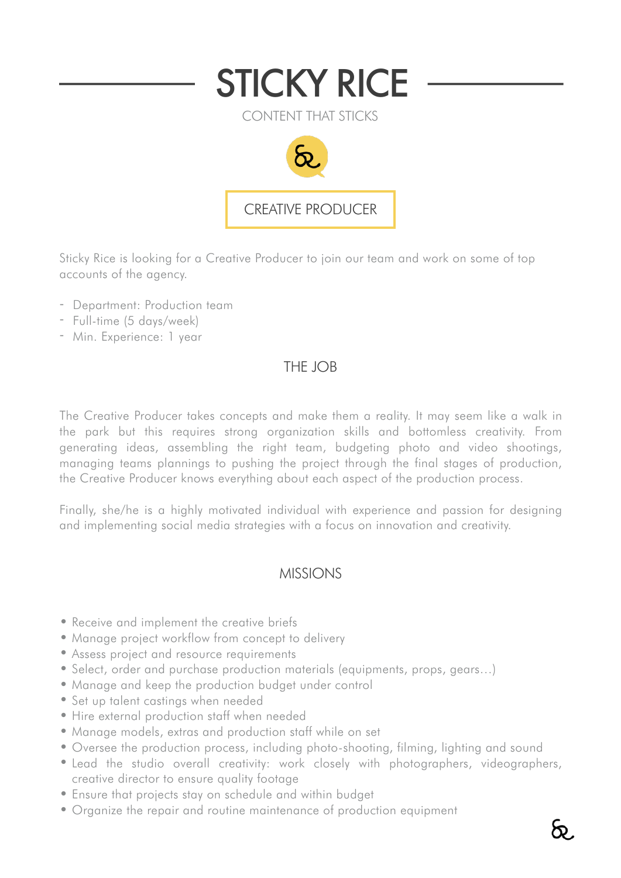# STICKY RICE

CONTENT THAT STICKS

## CREATIVE PRODUCER

Sticky Rice is looking for a Creative Producer to join our team and work on some of top accounts of the agency.

- Department: Production team
- Full-time (5 days/week)
- Min. Experience: 1 year

## THE JOB

The Creative Producer takes concepts and make them a reality. It may seem like a walk in the park but this requires strong organization skills and bottomless creativity. From generating ideas, assembling the right team, budgeting photo and video shootings, managing teams plannings to pushing the project through the final stages of production, the Creative Producer knows everything about each aspect of the production process.

Finally, she/he is a highly motivated individual with experience and passion for designing and implementing social media strategies with a focus on innovation and creativity.

## MISSIONS

- Receive and implement the creative briefs
- Manage project workflow from concept to delivery
- Assess project and resource requirements
- Select, order and purchase production materials (equipments, props, gears…)
- Manage and keep the production budget under control
- Set up talent castings when needed
- Hire external production staff when needed
- Manage models, extras and production staff while on set
- Oversee the production process, including photo-shooting, filming, lighting and sound
- Lead the studio overall creativity: work closely with photographers, videographers, creative director to ensure quality footage
- Ensure that projects stay on schedule and within budget
- Organize the repair and routine maintenance of production equipment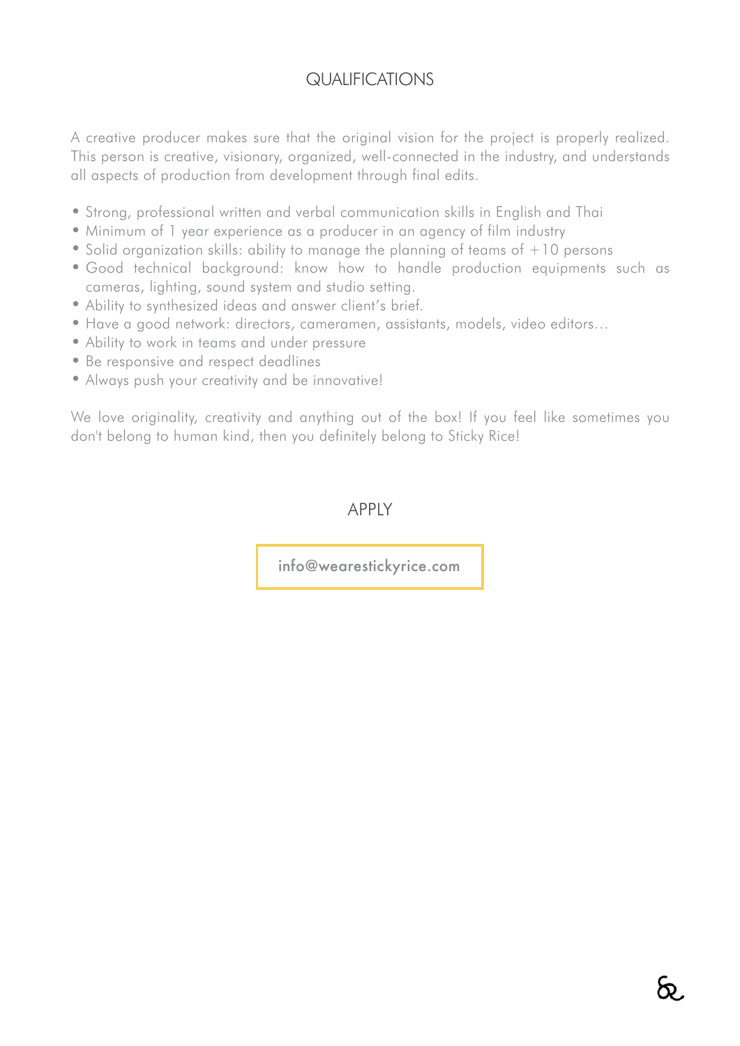## QUALIFICATIONS

A creative producer makes sure that the original vision for the project is properly realized. This person is creative, visionary, organized, well-connected in the industry, and understands all aspects of production from development through final edits.

- Strong, professional written and verbal communication skills in English and Thai
- Minimum of 1 year experience as a producer in an agency of film industry
- Solid organization skills: ability to manage the planning of teams of +10 persons
- Good technical background: know how to handle production equipments such as cameras, lighting, sound system and studio setting.
- Ability to synthesized ideas and answer client's brief.
- Have a good network: directors, cameramen, assistants, models, video editors…
- Ability to work in teams and under pressure
- Be responsive and respect deadlines
- Always push your creativity and be innovative!

We love originality, creativity and anything out of the box! If you feel like sometimes you don't belong to human kind, then you definitely belong to Sticky Rice!

## APPLY

info@wearestickyrice.com